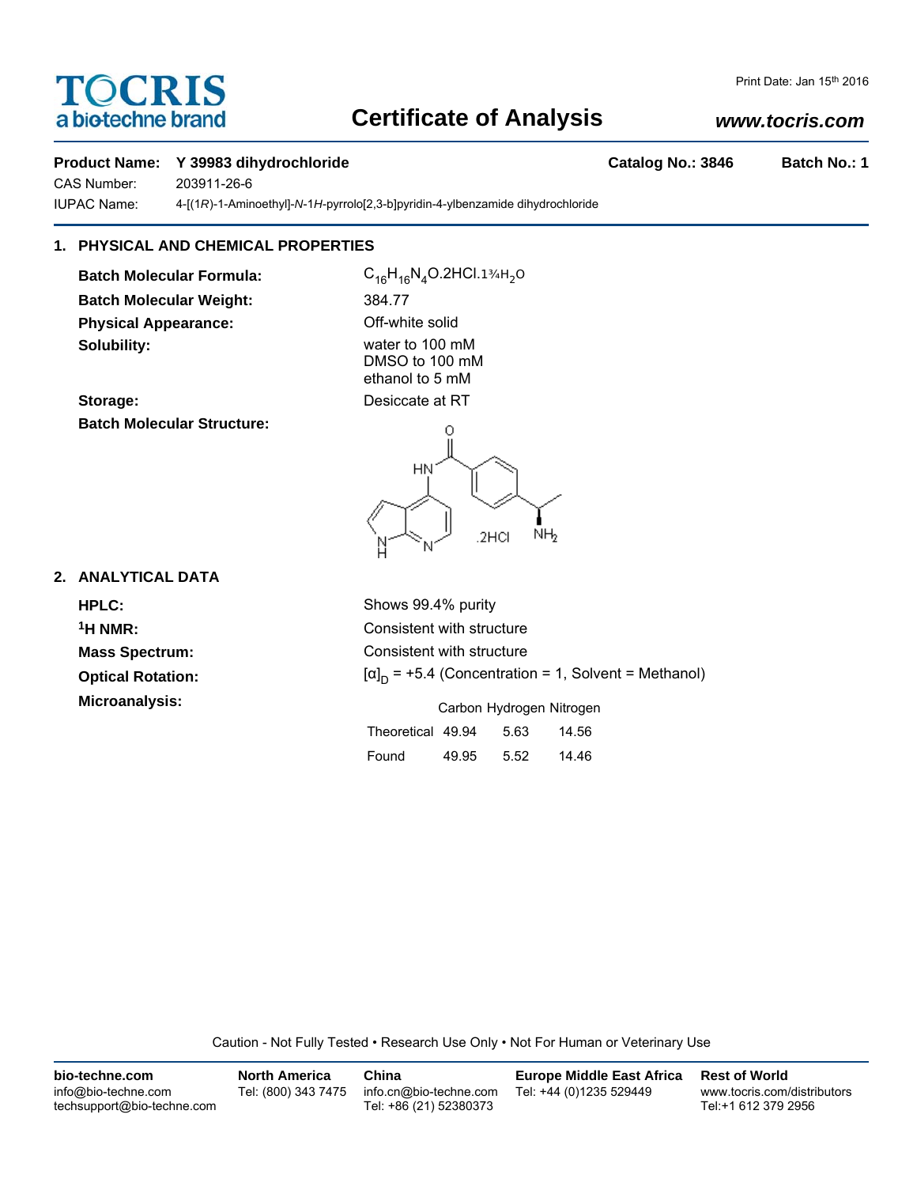# Certificate of Analysis

Print Date: Jan 15th 2016

**Product Name:** Y 39983 dihydrochloride **Catalog No.: 3846** **Batch No.: 1**

CAS Number: 203911-26-6

IUPAC Name: 4-[(1*R*)-1-Aminoethyl]-*N*-1*H*-pyrrolo[2,3-b]pyridin-4-ylbenzamide dihydrochloride

## 1. PHYSICAL AND CHEMICAL PROPERTIES

**Batch Molecular Formula:** $C_{16}H_{16}N_4O.2HCl.1\frac{3}{4}H_2O$

**Batch Molecular Weight:** 384.77

**Physical Appearance:** Off-white solid

**Solubility:** water to 100 mM
DMSO to 100 mM
ethanol to 5 mM

**Storage:** Desiccate at RT

**Batch Molecular Structure:**

## 2. ANALYTICAL DATA

**HPLC:** Shows 99.4% purity

**$^1$H NMR:** Consistent with structure

**Mass Spectrum:** Consistent with structure

**Optical Rotation:** $[\alpha]_D$ = +5.4 (Concentration = 1, Solvent = Methanol)

**Microanalysis:**

| | Carbon | Hydrogen | Nitrogen |
|---|---|---|---|
| Theoretical | 49.94 | 5.63 | 14.56 |
| Found | 49.95 | 5.52 | 14.46 |

Caution - Not Fully Tested • Research Use Only • Not For Human or Veterinary Use

**bio-techne.com**
info@bio-techne.com
techsupport@bio-techne.com

**North America**
Tel: (800) 343 7475

**China**
info.cn@bio-techne.com
Tel: +86 (21) 52380373

**Europe Middle East Africa**
Tel: +44 (0)1235 529449

**Rest of World**
www.tocris.com/distributors
Tel:+1 612 379 2956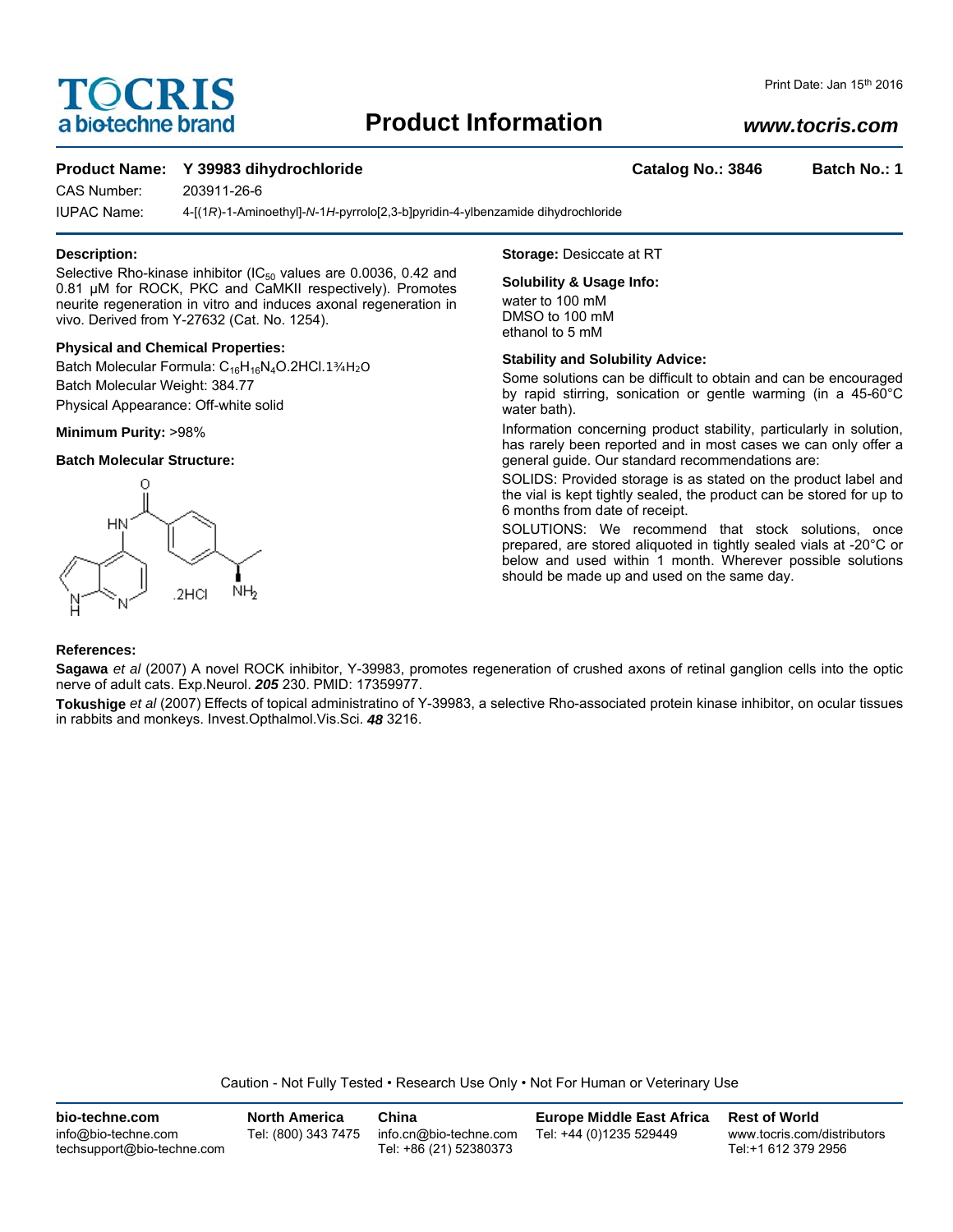# Product Information

Print Date: Jan 15th 2016

www.tocris.com

**Product Name:** **Y 39983 dihydrochloride** **Catalog No.: 3846** **Batch No.: 1**

CAS Number: 203911-26-6

IUPAC Name: 4-[(1*R*)-1-Aminoethyl]-*N*-1*H*-pyrrolo[2,3-b]pyridin-4-ylbenzamide dihydrochloride

### Description:

Selective Rho-kinase inhibitor ($IC_{50}$ values are 0.0036, 0.42 and 0.81 μM for ROCK, PKC and CaMKII respectively). Promotes neurite regeneration in vitro and induces axonal regeneration in vivo. Derived from Y-27632 (Cat. No. 1254).

### Physical and Chemical Properties:

Batch Molecular Formula: $C_{16}H_{16}N_4O.2HCl.1\frac{3}{4}H_2O$

Batch Molecular Weight: 384.77

Physical Appearance: Off-white solid

**Minimum Purity:** >98%

### Batch Molecular Structure:

.2HCl

**Storage:** Desiccate at RT

### Solubility & Usage Info:

water to 100 mM
DMSO to 100 mM
ethanol to 5 mM

### Stability and Solubility Advice:

Some solutions can be difficult to obtain and can be encouraged by rapid stirring, sonication or gentle warming (in a 45-60°C water bath).

Information concerning product stability, particularly in solution, has rarely been reported and in most cases we can only offer a general guide. Our standard recommendations are:

SOLIDS: Provided storage is as stated on the product label and the vial is kept tightly sealed, the product can be stored for up to 6 months from date of receipt.

SOLUTIONS: We recommend that stock solutions, once prepared, are stored aliquoted in tightly sealed vials at -20°C or below and used within 1 month. Wherever possible solutions should be made up and used on the same day.

### References:

**Sagawa** *et al* (2007) A novel ROCK inhibitor, Y-39983, promotes regeneration of crushed axons of retinal ganglion cells into the optic nerve of adult cats. Exp.Neurol. ***205*** 230. PMID: 17359977.

**Tokushige** *et al* (2007) Effects of topical administratino of Y-39983, a selective Rho-associated protein kinase inhibitor, on ocular tissues in rabbits and monkeys. Invest.Opthalmol.Vis.Sci. ***48*** 3216.

Caution - Not Fully Tested • Research Use Only • Not For Human or Veterinary Use

**bio-techne.com**
info@bio-techne.com
techsupport@bio-techne.com

**North America**
Tel: (800) 343 7475

**China**
info.cn@bio-techne.com
Tel: +86 (21) 52380373

**Europe Middle East Africa**
Tel: +44 (0)1235 529449

**Rest of World**
www.tocris.com/distributors
Tel:+1 612 379 2956